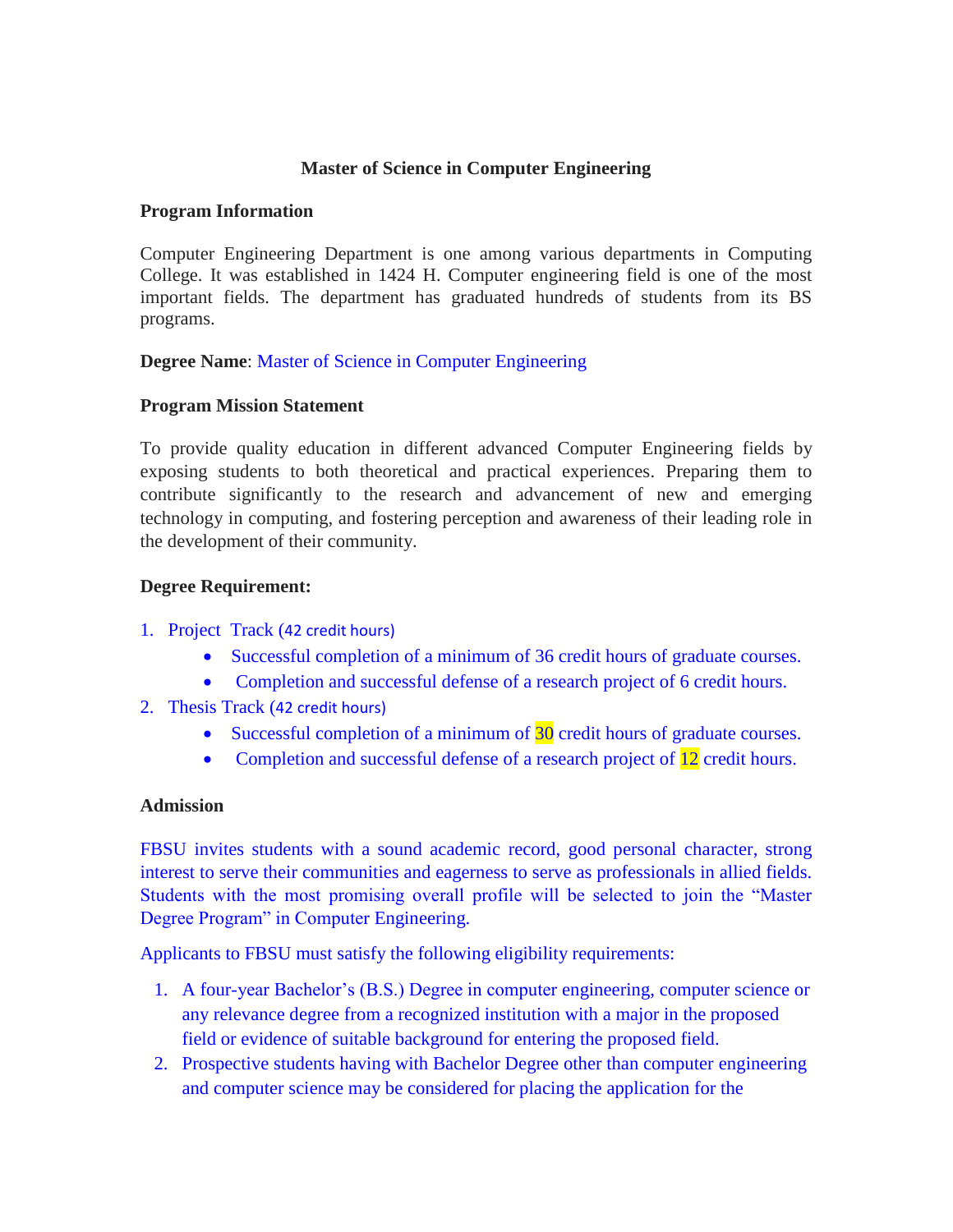# Master of Science in Computer Engineering

**Program Information**

Computer Engineering Department is one among various departments in Computing College. It was established in 1424 H. Computer engineering field is one of the most important fields. The department has graduated hundreds of students from its BS programs.

**Degree Name**: Master of Science in Computer Engineering

**Program Mission Statement**

To provide quality education in different advanced Computer Engineering fields by exposing students to both theoretical and practical experiences. Preparing them to contribute significantly to the research and advancement of new and emerging technology in computing, and fostering perception and awareness of their leading role in the development of their community.

**Degree Requirement:**

1. Project Track (42 credit hours)
   - Successful completion of a minimum of 36 credit hours of graduate courses.
   - Completion and successful defense of a research project of 6 credit hours.
2. Thesis Track (42 credit hours)
   - Successful completion of a minimum of 30 credit hours of graduate courses.
   - Completion and successful defense of a research project of 12 credit hours.

**Admission**

FBSU invites students with a sound academic record, good personal character, strong interest to serve their communities and eagerness to serve as professionals in allied fields. Students with the most promising overall profile will be selected to join the "Master Degree Program" in Computer Engineering.

Applicants to FBSU must satisfy the following eligibility requirements:

1. A four-year Bachelor's (B.S.) Degree in computer engineering, computer science or any relevance degree from a recognized institution with a major in the proposed field or evidence of suitable background for entering the proposed field.
2. Prospective students having with Bachelor Degree other than computer engineering and computer science may be considered for placing the application for the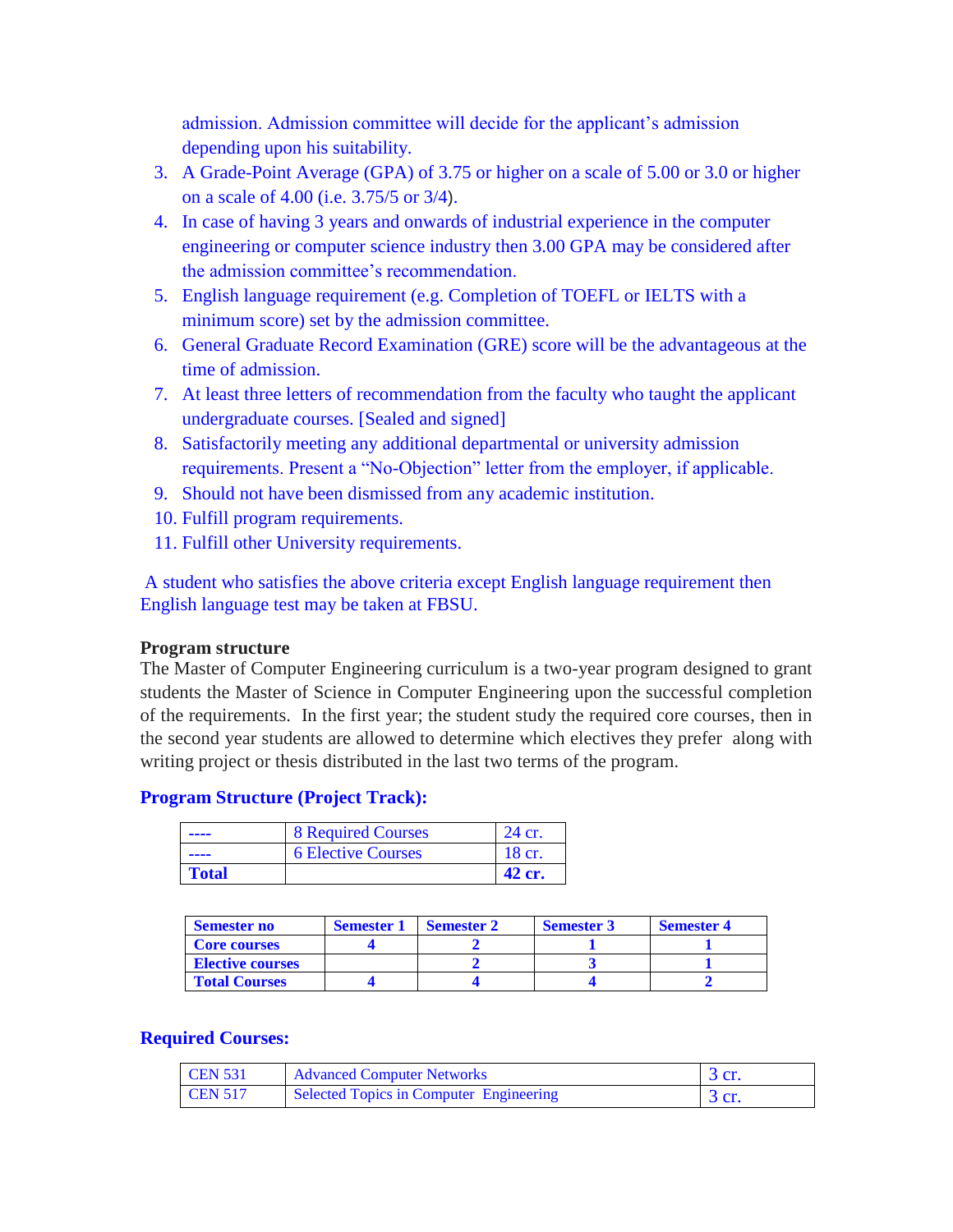admission. Admission committee will decide for the applicant's admission depending upon his suitability.

3. A Grade-Point Average (GPA) of 3.75 or higher on a scale of 5.00 or 3.0 or higher on a scale of 4.00 (i.e. 3.75/5 or 3/4).
4. In case of having 3 years and onwards of industrial experience in the computer engineering or computer science industry then 3.00 GPA may be considered after the admission committee's recommendation.
5. English language requirement (e.g. Completion of TOEFL or IELTS with a minimum score) set by the admission committee.
6. General Graduate Record Examination (GRE) score will be the advantageous at the time of admission.
7. At least three letters of recommendation from the faculty who taught the applicant undergraduate courses. [Sealed and signed]
8. Satisfactorily meeting any additional departmental or university admission requirements. Present a "No-Objection" letter from the employer, if applicable.
9. Should not have been dismissed from any academic institution.
10. Fulfill program requirements.
11. Fulfill other University requirements.

A student who satisfies the above criteria except English language requirement then English language test may be taken at FBSU.

**Program structure**

The Master of Computer Engineering curriculum is a two-year program designed to grant students the Master of Science in Computer Engineering upon the successful completion of the requirements. In the first year; the student study the required core courses, then in the second year students are allowed to determine which electives they prefer along with writing project or thesis distributed in the last two terms of the program.

### Program Structure (Project Track):

| ---- | 8 Required Courses | 24 cr. |
|---|---|---|
| ---- | 6 Elective Courses | 18 cr. |
| **Total** | | **42 cr.** |

| Semester no | Semester 1 | Semester 2 | Semester 3 | Semester 4 |
|---|---|---|---|---|
| **Core courses** | 4 | 2 | 1 | 1 |
| **Elective courses** | | 2 | 3 | 1 |
| **Total Courses** | 4 | 4 | 4 | 2 |

### Required Courses:

| CEN 531 | Advanced Computer Networks | 3 cr. |
|---|---|---|
| CEN 517 | Selected Topics in Computer Engineering | 3 cr. |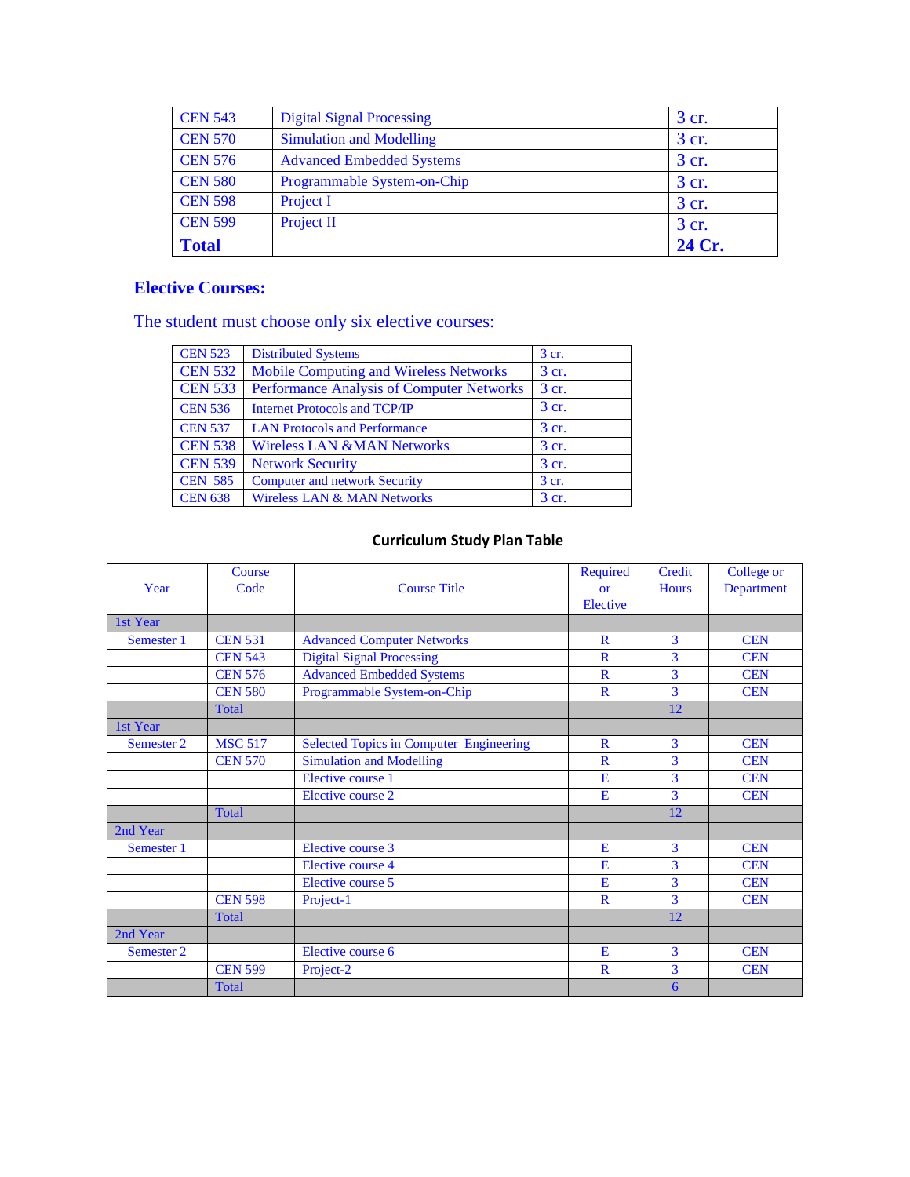| | | |
|---|---|---|
| CEN 543 | Digital Signal Processing | 3 cr. |
| CEN 570 | Simulation and Modelling | 3 cr. |
| CEN 576 | Advanced Embedded Systems | 3 cr. |
| CEN 580 | Programmable System-on-Chip | 3 cr. |
| CEN 598 | Project I | 3 cr. |
| CEN 599 | Project II | 3 cr. |
| **Total** | | **24 Cr.** |

### Elective Courses:

The student must choose only six elective courses:

| | | |
|---|---|---|
| CEN 523 | Distributed Systems | 3 cr. |
| CEN 532 | Mobile Computing and Wireless Networks | 3 cr. |
| CEN 533 | Performance Analysis of Computer Networks | 3 cr. |
| CEN 536 | Internet Protocols and TCP/IP | 3 cr. |
| CEN 537 | LAN Protocols and Performance | 3 cr. |
| CEN 538 | Wireless LAN &MAN Networks | 3 cr. |
| CEN 539 | Network Security | 3 cr. |
| CEN 585 | Computer and network Security | 3 cr. |
| CEN 638 | Wireless LAN & MAN Networks | 3 cr. |

**Curriculum Study Plan Table**

| Year | Course Code | Course Title | Required or Elective | Credit Hours | College or Department |
|---|---|---|---|---|---|
| 1st Year | | | | | |
| Semester 1 | CEN 531 | Advanced Computer Networks | R | 3 | CEN |
| | CEN 543 | Digital Signal Processing | R | 3 | CEN |
| | CEN 576 | Advanced Embedded Systems | R | 3 | CEN |
| | CEN 580 | Programmable System-on-Chip | R | 3 | CEN |
| | Total | | | 12 | |
| 1st Year | | | | | |
| Semester 2 | MSC 517 | Selected Topics in Computer Engineering | R | 3 | CEN |
| | CEN 570 | Simulation and Modelling | R | 3 | CEN |
| | | Elective course 1 | E | 3 | CEN |
| | | Elective course 2 | E | 3 | CEN |
| | Total | | | 12 | |
| 2nd Year | | | | | |
| Semester 1 | | Elective course 3 | E | 3 | CEN |
| | | Elective course 4 | E | 3 | CEN |
| | | Elective course 5 | E | 3 | CEN |
| | CEN 598 | Project-1 | R | 3 | CEN |
| | Total | | | 12 | |
| 2nd Year | | | | | |
| Semester 2 | | Elective course 6 | E | 3 | CEN |
| | CEN 599 | Project-2 | R | 3 | CEN |
| | Total | | | 6 | |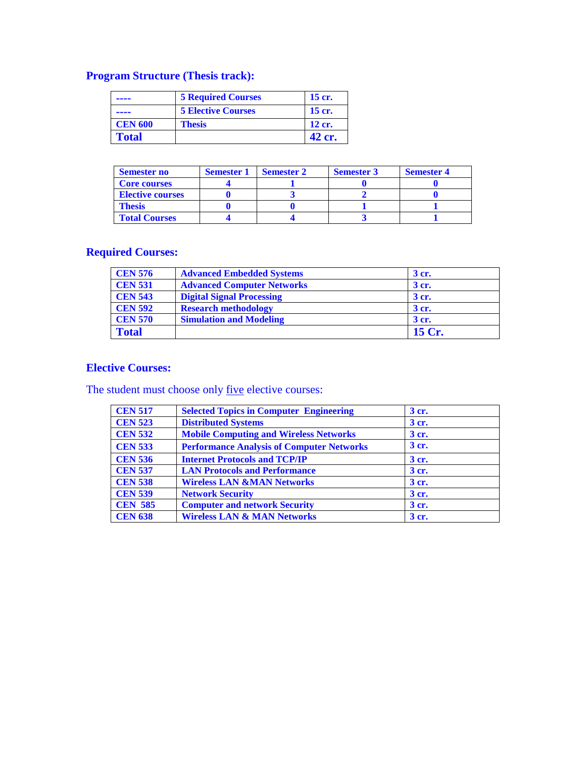## Program Structure (Thesis track):

| ---- | 5 Required Courses | 15 cr. |
|---|---|---|
| ---- | 5 Elective Courses | 15 cr. |
| CEN 600 | Thesis | 12 cr. |
| **Total** | | **42 cr.** |

| Semester no | Semester 1 | Semester 2 | Semester 3 | Semester 4 |
|---|---|---|---|---|
| Core courses | 4 | 1 | 0 | 0 |
| Elective courses | 0 | 3 | 2 | 0 |
| Thesis | 0 | 0 | 1 | 1 |
| Total Courses | 4 | 4 | 3 | 1 |

## Required Courses:

| CEN 576 | Advanced Embedded Systems | 3 cr. |
|---|---|---|
| CEN 531 | Advanced Computer Networks | 3 cr. |
| CEN 543 | Digital Signal Processing | 3 cr. |
| CEN 592 | Research methodology | 3 cr. |
| CEN 570 | Simulation and Modeling | 3 cr. |
| **Total** | | **15 Cr.** |

## Elective Courses:

The student must choose only <u>five</u> elective courses:

| CEN 517 | Selected Topics in Computer Engineering | 3 cr. |
|---|---|---|
| CEN 523 | Distributed Systems | 3 cr. |
| CEN 532 | Mobile Computing and Wireless Networks | 3 cr. |
| CEN 533 | Performance Analysis of Computer Networks | 3 cr. |
| CEN 536 | Internet Protocols and TCP/IP | 3 cr. |
| CEN 537 | LAN Protocols and Performance | 3 cr. |
| CEN 538 | Wireless LAN &MAN Networks | 3 cr. |
| CEN 539 | Network Security | 3 cr. |
| CEN 585 | Computer and network Security | 3 cr. |
| CEN 638 | Wireless LAN & MAN Networks | 3 cr. |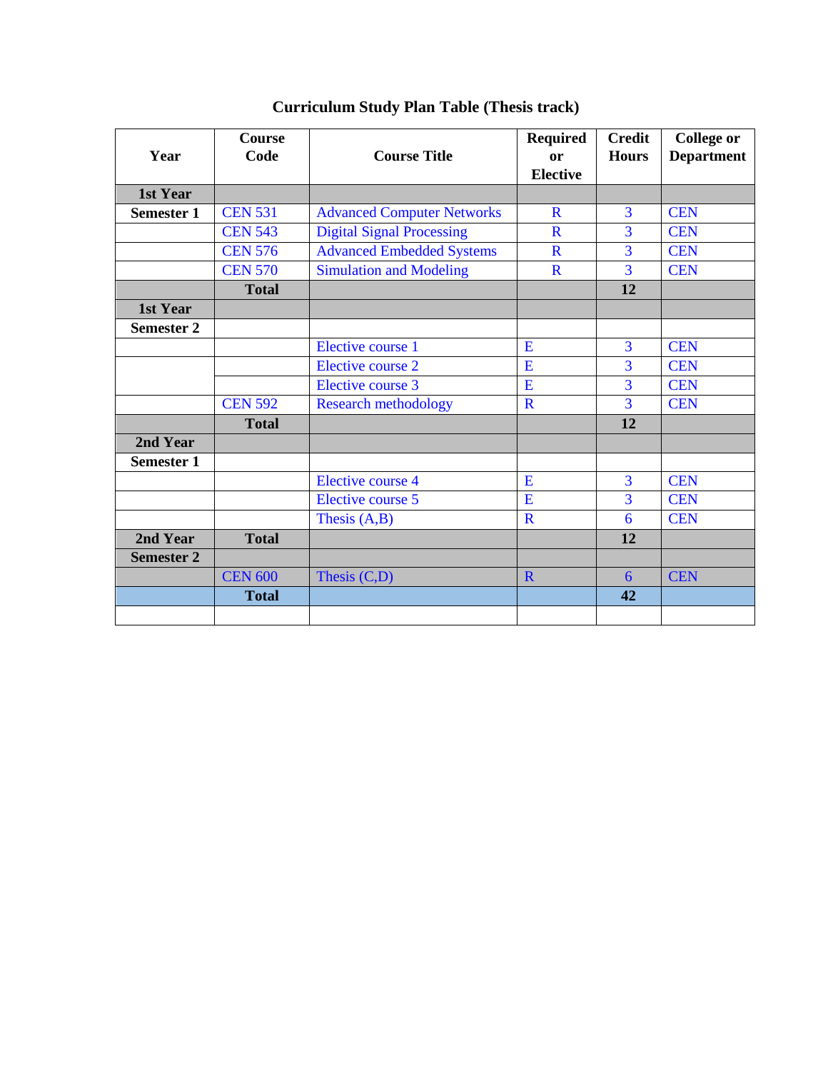**Curriculum Study Plan Table (Thesis track)**

| Year | Course Code | Course Title | Required or Elective | Credit Hours | College or Department |
|---|---|---|---|---|---|
| 1st Year | | | | | |
| Semester 1 | CEN 531 | Advanced Computer Networks | R | 3 | CEN |
| | CEN 543 | Digital Signal Processing | R | 3 | CEN |
| | CEN 576 | Advanced Embedded Systems | R | 3 | CEN |
| | CEN 570 | Simulation and Modeling | R | 3 | CEN |
| | **Total** | | | **12** | |
| 1st Year | | | | | |
| Semester 2 | | | | | |
| | | Elective course 1 | E | 3 | CEN |
| | | Elective course 2 | E | 3 | CEN |
| | | Elective course 3 | E | 3 | CEN |
| | CEN 592 | Research methodology | R | 3 | CEN |
| | **Total** | | | **12** | |
| 2nd Year | | | | | |
| Semester 1 | | | | | |
| | | Elective course 4 | E | 3 | CEN |
| | | Elective course 5 | E | 3 | CEN |
| | | Thesis (A,B) | R | 6 | CEN |
| 2nd Year | **Total** | | | **12** | |
| Semester 2 | | | | | |
| | CEN 600 | Thesis (C,D) | R | 6 | CEN |
| | **Total** | | | **42** | |
| | | | | | |